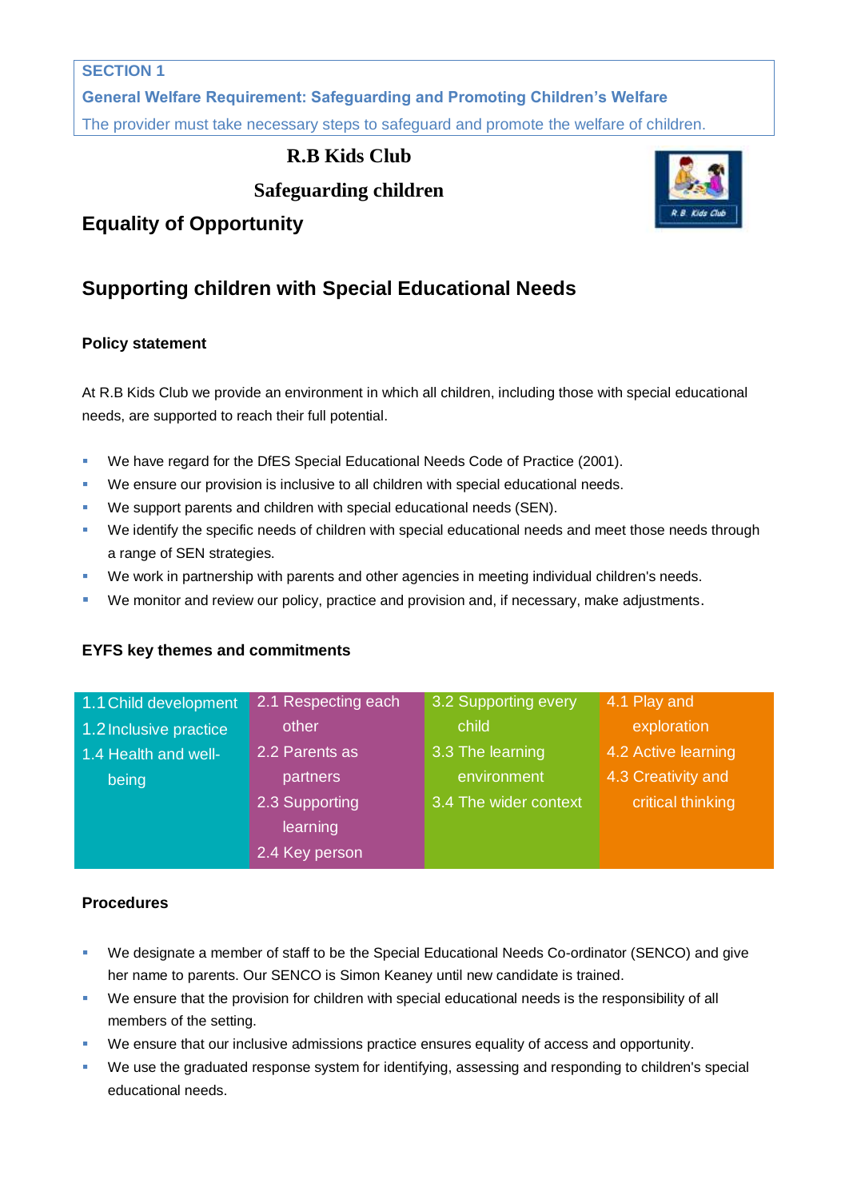**SECTION 1**

**General Welfare Requirement: Safeguarding and Promoting Children's Welfare**

The provider must take necessary steps to safeguard and promote the welfare of children.

**R.B Kids Club**

**Safeguarding children**

## Equality of Opportunity

## Supporting children with Special Educational Needs

### Policy statement

At R.B Kids Club we provide an environment in which all children, including those with special educational needs, are supported to reach their full potential.

- We have regard for the DfES Special Educational Needs Code of Practice (2001).
- We ensure our provision is inclusive to all children with special educational needs.
- We support parents and children with special educational needs (SEN).
- We identify the specific needs of children with special educational needs and meet those needs through a range of SEN strategies.
- We work in partnership with parents and other agencies in meeting individual children's needs.
- We monitor and review our policy, practice and provision and, if necessary, make adjustments.

### EYFS key themes and commitments

| | | | |
|---|---|---|---|
| 1.1 Child development<br>1.2 Inclusive practice<br>1.4 Health and well-being | 2.1 Respecting each other<br>2.2 Parents as partners<br>2.3 Supporting learning<br>2.4 Key person | 3.2 Supporting every child<br>3.3 The learning environment<br>3.4 The wider context | 4.1 Play and exploration<br>4.2 Active learning<br>4.3 Creativity and critical thinking |

### Procedures

- We designate a member of staff to be the Special Educational Needs Co-ordinator (SENCO) and give her name to parents. Our SENCO is Simon Keaney until new candidate is trained.
- We ensure that the provision for children with special educational needs is the responsibility of all members of the setting.
- We ensure that our inclusive admissions practice ensures equality of access and opportunity.
- We use the graduated response system for identifying, assessing and responding to children's special educational needs.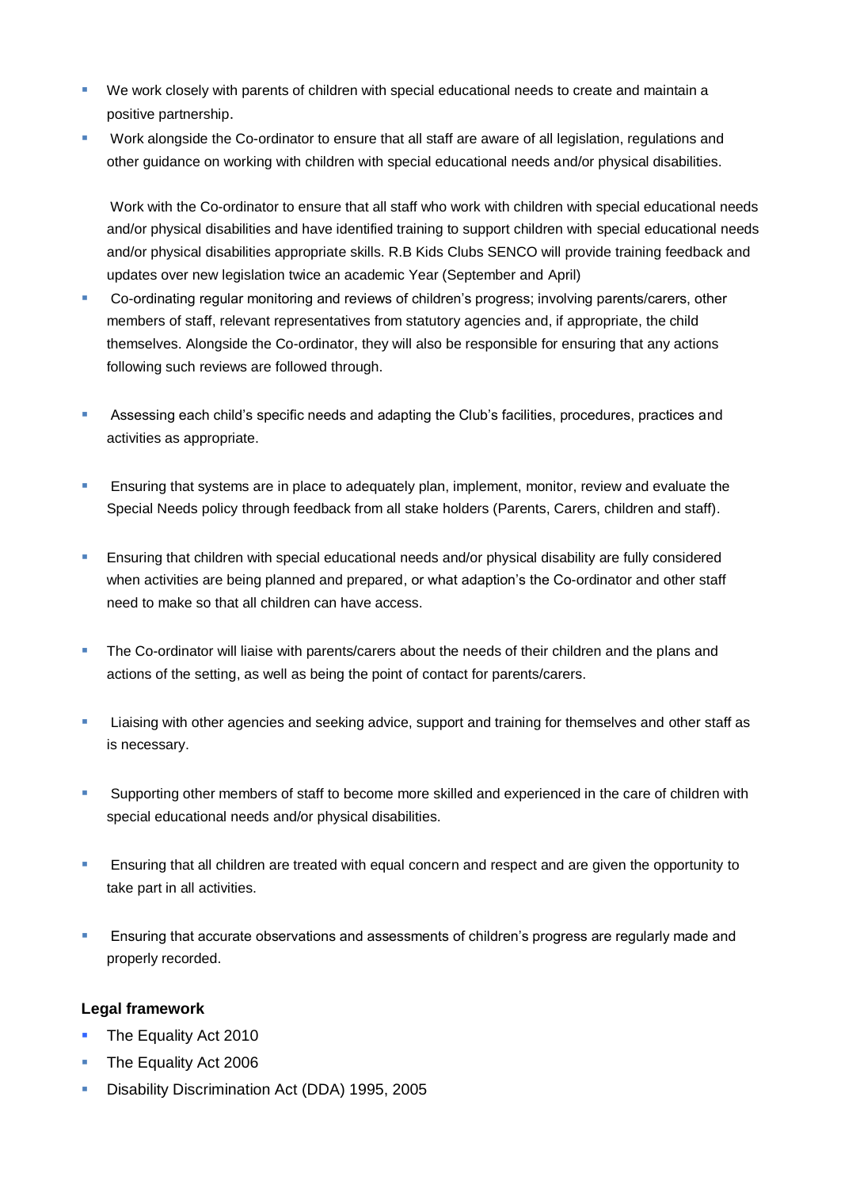- We work closely with parents of children with special educational needs to create and maintain a positive partnership.
- Work alongside the Co-ordinator to ensure that all staff are aware of all legislation, regulations and other guidance on working with children with special educational needs and/or physical disabilities.

  Work with the Co-ordinator to ensure that all staff who work with children with special educational needs and/or physical disabilities and have identified training to support children with special educational needs and/or physical disabilities appropriate skills. R.B Kids Clubs SENCO will provide training feedback and updates over new legislation twice an academic Year (September and April)
- Co-ordinating regular monitoring and reviews of children's progress; involving parents/carers, other members of staff, relevant representatives from statutory agencies and, if appropriate, the child themselves. Alongside the Co-ordinator, they will also be responsible for ensuring that any actions following such reviews are followed through.
- Assessing each child's specific needs and adapting the Club's facilities, procedures, practices and activities as appropriate.
- Ensuring that systems are in place to adequately plan, implement, monitor, review and evaluate the Special Needs policy through feedback from all stake holders (Parents, Carers, children and staff).
- Ensuring that children with special educational needs and/or physical disability are fully considered when activities are being planned and prepared, or what adaption's the Co-ordinator and other staff need to make so that all children can have access.
- The Co-ordinator will liaise with parents/carers about the needs of their children and the plans and actions of the setting, as well as being the point of contact for parents/carers.
- Liaising with other agencies and seeking advice, support and training for themselves and other staff as is necessary.
- Supporting other members of staff to become more skilled and experienced in the care of children with special educational needs and/or physical disabilities.
- Ensuring that all children are treated with equal concern and respect and are given the opportunity to take part in all activities.
- Ensuring that accurate observations and assessments of children's progress are regularly made and properly recorded.

**Legal framework**

- The Equality Act 2010
- The Equality Act 2006
- Disability Discrimination Act (DDA) 1995, 2005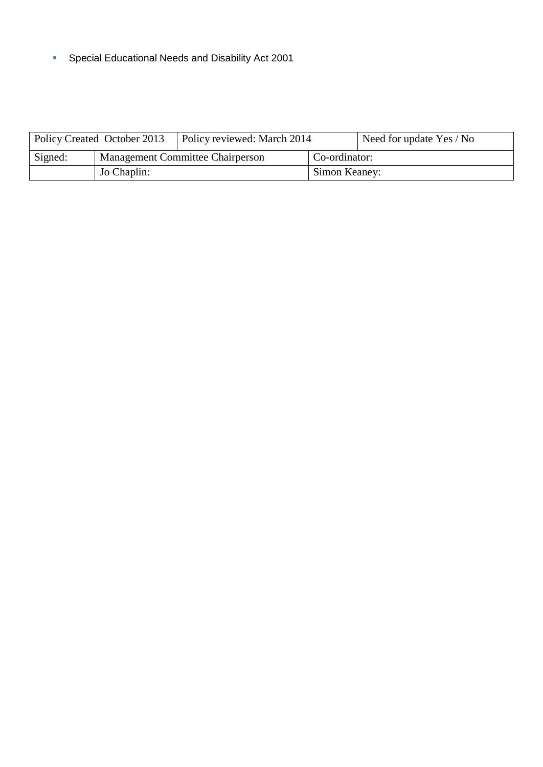- Special Educational Needs and Disability Act 2001

| | | | | |
|---|---|---|---|---|
| Policy Created October 2013 | | Policy reviewed: March 2014 | | Need for update Yes / No |
| Signed: | Management Committee Chairperson | | Co-ordinator: | |
| | Jo Chaplin: | | Simon Keaney: | |